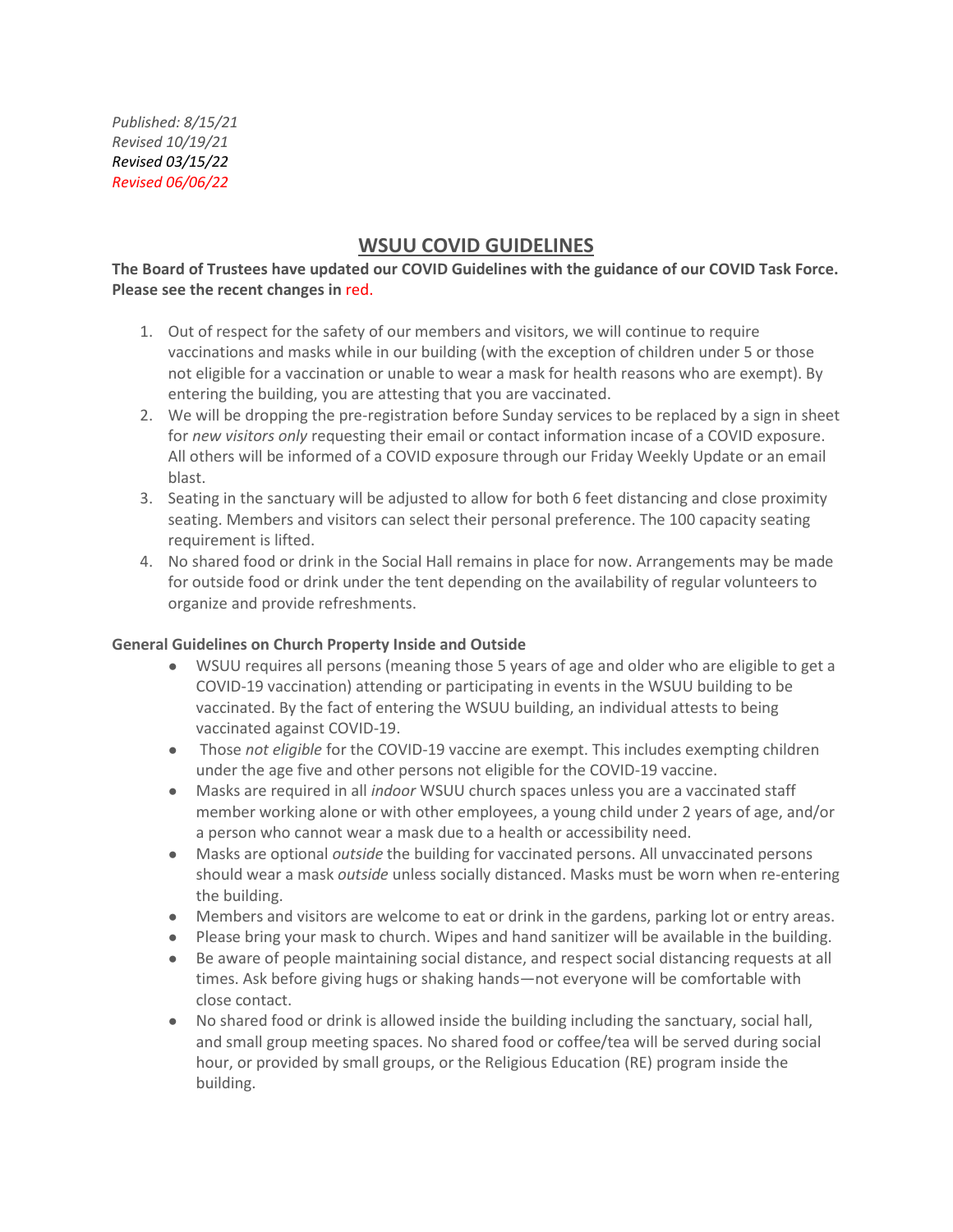*Published: 8/15/21*
*Revised 10/19/21*
*Revised 03/15/22*
*Revised 06/06/22*

# WSUU COVID GUIDELINES

**The Board of Trustees have updated our COVID Guidelines with the guidance of our COVID Task Force. Please see the recent changes in red.**

1. Out of respect for the safety of our members and visitors, we will continue to require vaccinations and masks while in our building (with the exception of children under 5 or those not eligible for a vaccination or unable to wear a mask for health reasons who are exempt). By entering the building, you are attesting that you are vaccinated.
2. We will be dropping the pre-registration before Sunday services to be replaced by a sign in sheet for *new visitors only* requesting their email or contact information incase of a COVID exposure. All others will be informed of a COVID exposure through our Friday Weekly Update or an email blast.
3. Seating in the sanctuary will be adjusted to allow for both 6 feet distancing and close proximity seating. Members and visitors can select their personal preference. The 100 capacity seating requirement is lifted.
4. No shared food or drink in the Social Hall remains in place for now. Arrangements may be made for outside food or drink under the tent depending on the availability of regular volunteers to organize and provide refreshments.

**General Guidelines on Church Property Inside and Outside**

- WSUU requires all persons (meaning those 5 years of age and older who are eligible to get a COVID-19 vaccination) attending or participating in events in the WSUU building to be vaccinated. By the fact of entering the WSUU building, an individual attests to being vaccinated against COVID-19.
- Those *not eligible* for the COVID-19 vaccine are exempt. This includes exempting children under the age five and other persons not eligible for the COVID-19 vaccine.
- Masks are required in all *indoor* WSUU church spaces unless you are a vaccinated staff member working alone or with other employees, a young child under 2 years of age, and/or a person who cannot wear a mask due to a health or accessibility need.
- Masks are optional *outside* the building for vaccinated persons. All unvaccinated persons should wear a mask *outside* unless socially distanced. Masks must be worn when re-entering the building.
- Members and visitors are welcome to eat or drink in the gardens, parking lot or entry areas.
- Please bring your mask to church. Wipes and hand sanitizer will be available in the building.
- Be aware of people maintaining social distance, and respect social distancing requests at all times. Ask before giving hugs or shaking hands—not everyone will be comfortable with close contact.
- No shared food or drink is allowed inside the building including the sanctuary, social hall, and small group meeting spaces. No shared food or coffee/tea will be served during social hour, or provided by small groups, or the Religious Education (RE) program inside the building.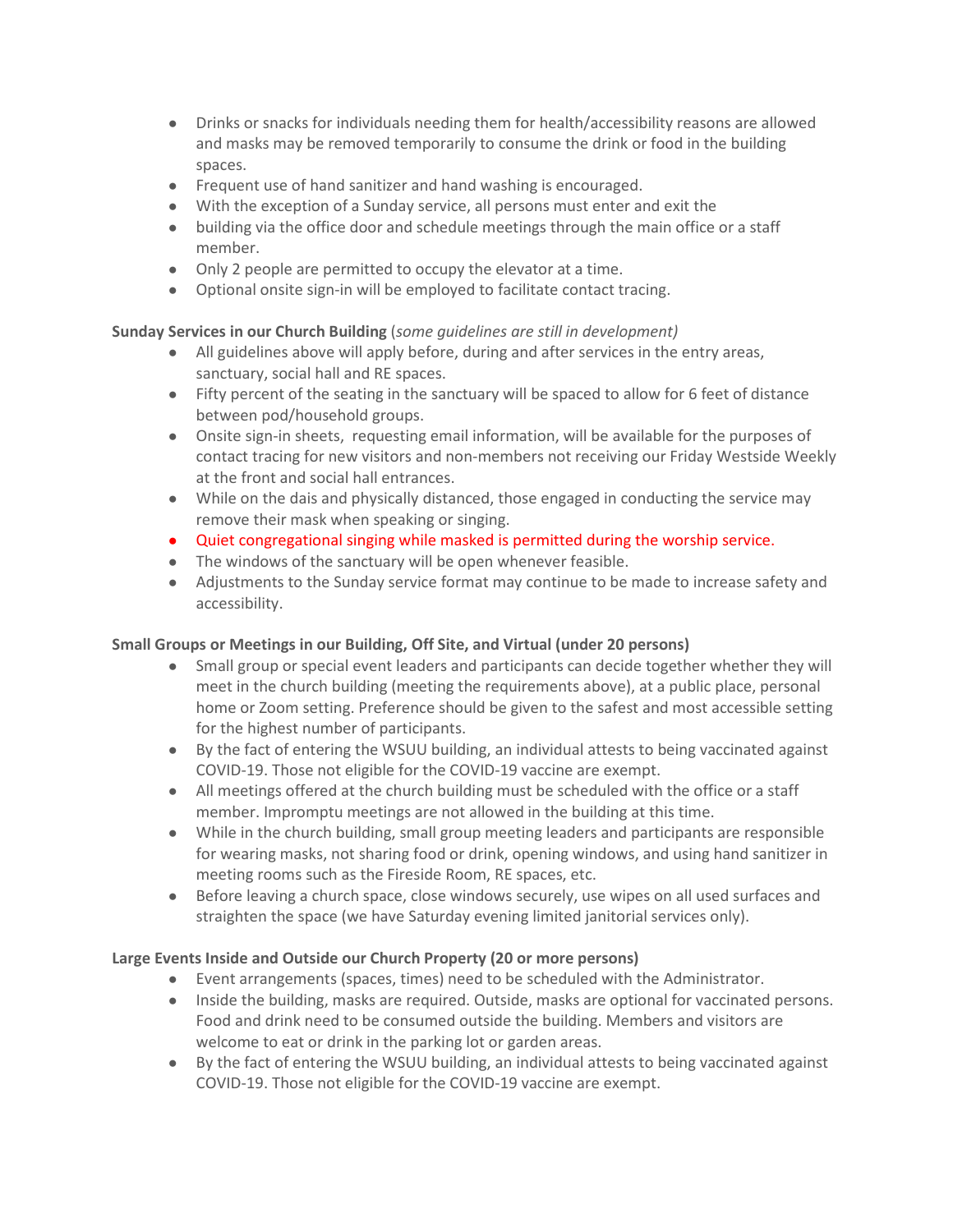- Drinks or snacks for individuals needing them for health/accessibility reasons are allowed and masks may be removed temporarily to consume the drink or food in the building spaces.
- Frequent use of hand sanitizer and hand washing is encouraged.
- With the exception of a Sunday service, all persons must enter and exit the
- building via the office door and schedule meetings through the main office or a staff member.
- Only 2 people are permitted to occupy the elevator at a time.
- Optional onsite sign-in will be employed to facilitate contact tracing.

**Sunday Services in our Church Building** (*some guidelines are still in development)*

- All guidelines above will apply before, during and after services in the entry areas, sanctuary, social hall and RE spaces.
- Fifty percent of the seating in the sanctuary will be spaced to allow for 6 feet of distance between pod/household groups.
- Onsite sign-in sheets, requesting email information, will be available for the purposes of contact tracing for new visitors and non-members not receiving our Friday Westside Weekly at the front and social hall entrances.
- While on the dais and physically distanced, those engaged in conducting the service may remove their mask when speaking or singing.
- Quiet congregational singing while masked is permitted during the worship service.
- The windows of the sanctuary will be open whenever feasible.
- Adjustments to the Sunday service format may continue to be made to increase safety and accessibility.

**Small Groups or Meetings in our Building, Off Site, and Virtual (under 20 persons)**

- Small group or special event leaders and participants can decide together whether they will meet in the church building (meeting the requirements above), at a public place, personal home or Zoom setting. Preference should be given to the safest and most accessible setting for the highest number of participants.
- By the fact of entering the WSUU building, an individual attests to being vaccinated against COVID-19. Those not eligible for the COVID-19 vaccine are exempt.
- All meetings offered at the church building must be scheduled with the office or a staff member. Impromptu meetings are not allowed in the building at this time.
- While in the church building, small group meeting leaders and participants are responsible for wearing masks, not sharing food or drink, opening windows, and using hand sanitizer in meeting rooms such as the Fireside Room, RE spaces, etc.
- Before leaving a church space, close windows securely, use wipes on all used surfaces and straighten the space (we have Saturday evening limited janitorial services only).

**Large Events Inside and Outside our Church Property (20 or more persons)**

- Event arrangements (spaces, times) need to be scheduled with the Administrator.
- Inside the building, masks are required. Outside, masks are optional for vaccinated persons. Food and drink need to be consumed outside the building. Members and visitors are welcome to eat or drink in the parking lot or garden areas.
- By the fact of entering the WSUU building, an individual attests to being vaccinated against COVID-19. Those not eligible for the COVID-19 vaccine are exempt.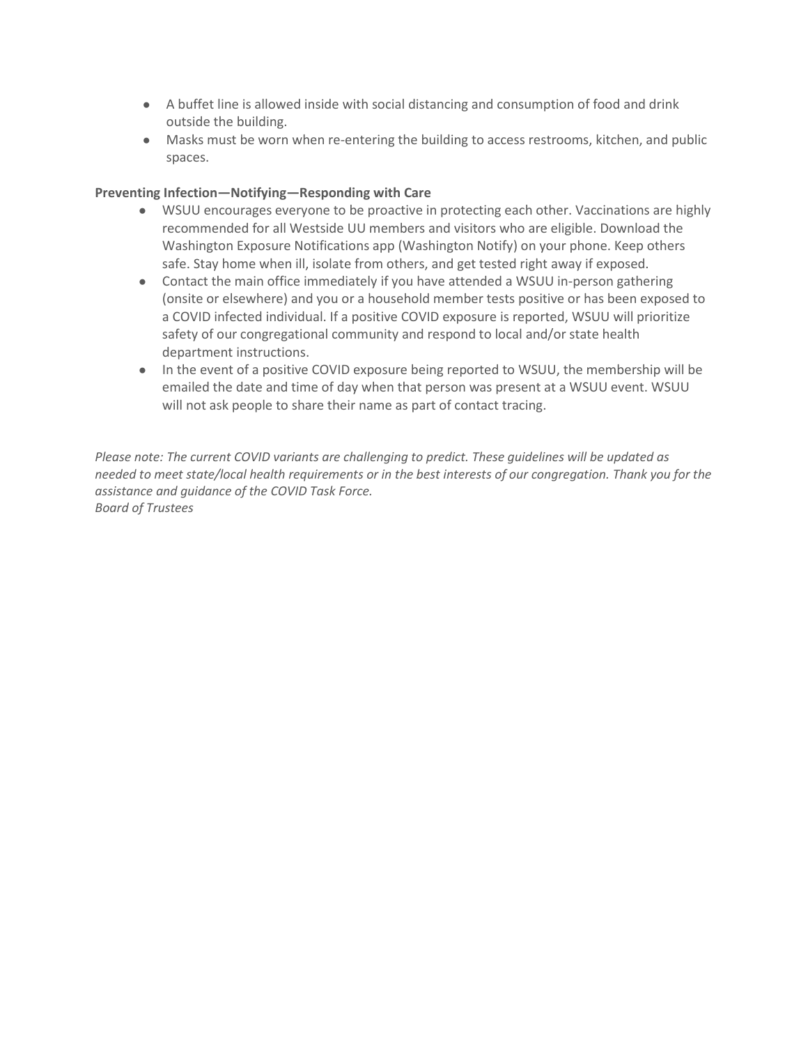- A buffet line is allowed inside with social distancing and consumption of food and drink outside the building.
- Masks must be worn when re-entering the building to access restrooms, kitchen, and public spaces.

**Preventing Infection—Notifying—Responding with Care**

- WSUU encourages everyone to be proactive in protecting each other. Vaccinations are highly recommended for all Westside UU members and visitors who are eligible. Download the Washington Exposure Notifications app (Washington Notify) on your phone. Keep others safe. Stay home when ill, isolate from others, and get tested right away if exposed.
- Contact the main office immediately if you have attended a WSUU in-person gathering (onsite or elsewhere) and you or a household member tests positive or has been exposed to a COVID infected individual. If a positive COVID exposure is reported, WSUU will prioritize safety of our congregational community and respond to local and/or state health department instructions.
- In the event of a positive COVID exposure being reported to WSUU, the membership will be emailed the date and time of day when that person was present at a WSUU event. WSUU will not ask people to share their name as part of contact tracing.

*Please note: The current COVID variants are challenging to predict. These guidelines will be updated as needed to meet state/local health requirements or in the best interests of our congregation. Thank you for the assistance and guidance of the COVID Task Force.*
*Board of Trustees*